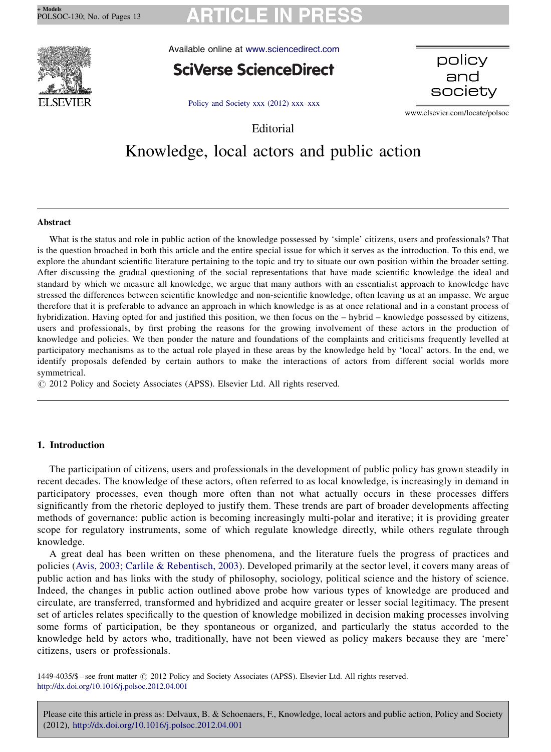Editorial

# Knowledge, local actors and public action

## Abstract

What is the status and role in public action of the knowledge possessed by 'simple' citizens, users and professionals? That is the question broached in both this article and the entire special issue for which it serves as the introduction. To this end, we explore the abundant scientific literature pertaining to the topic and try to situate our own position within the broader setting. After discussing the gradual questioning of the social representations that have made scientific knowledge the ideal and standard by which we measure all knowledge, we argue that many authors with an essentialist approach to knowledge have stressed the differences between scientific knowledge and non-scientific knowledge, often leaving us at an impasse. We argue therefore that it is preferable to advance an approach in which knowledge is as at once relational and in a constant process of hybridization. Having opted for and justified this position, we then focus on the – hybrid – knowledge possessed by citizens, users and professionals, by first probing the reasons for the growing involvement of these actors in the production of knowledge and policies. We then ponder the nature and foundations of the complaints and criticisms frequently levelled at participatory mechanisms as to the actual role played in these areas by the knowledge held by 'local' actors. In the end, we identify proposals defended by certain authors to make the interactions of actors from different social worlds more symmetrical.

© 2012 Policy and Society Associates (APSS). Elsevier Ltd. All rights reserved.

## 1. Introduction

The participation of citizens, users and professionals in the development of public policy has grown steadily in recent decades. The knowledge of these actors, often referred to as local knowledge, is increasingly in demand in participatory processes, even though more often than not what actually occurs in these processes differs significantly from the rhetoric deployed to justify them. These trends are part of broader developments affecting methods of governance: public action is becoming increasingly multi-polar and iterative; it is providing greater scope for regulatory instruments, some of which regulate knowledge directly, while others regulate through knowledge.

A great deal has been written on these phenomena, and the literature fuels the progress of practices and policies (Avis, 2003; Carlile & Rebentisch, 2003). Developed primarily at the sector level, it covers many areas of public action and has links with the study of philosophy, sociology, political science and the history of science. Indeed, the changes in public action outlined above probe how various types of knowledge are produced and circulate, are transferred, transformed and hybridized and acquire greater or lesser social legitimacy. The present set of articles relates specifically to the question of knowledge mobilized in decision making processes involving some forms of participation, be they spontaneous or organized, and particularly the status accorded to the knowledge held by actors who, traditionally, have not been viewed as policy makers because they are 'mere' citizens, users or professionals.

1449-4035/$ – see front matter © 2012 Policy and Society Associates (APSS). Elsevier Ltd. All rights reserved.
http://dx.doi.org/10.1016/j.polsoc.2012.04.001

Please cite this article in press as: Delvaux, B. & Schoenaers, F., Knowledge, local actors and public action, Policy and Society (2012), http://dx.doi.org/10.1016/j.polsoc.2012.04.001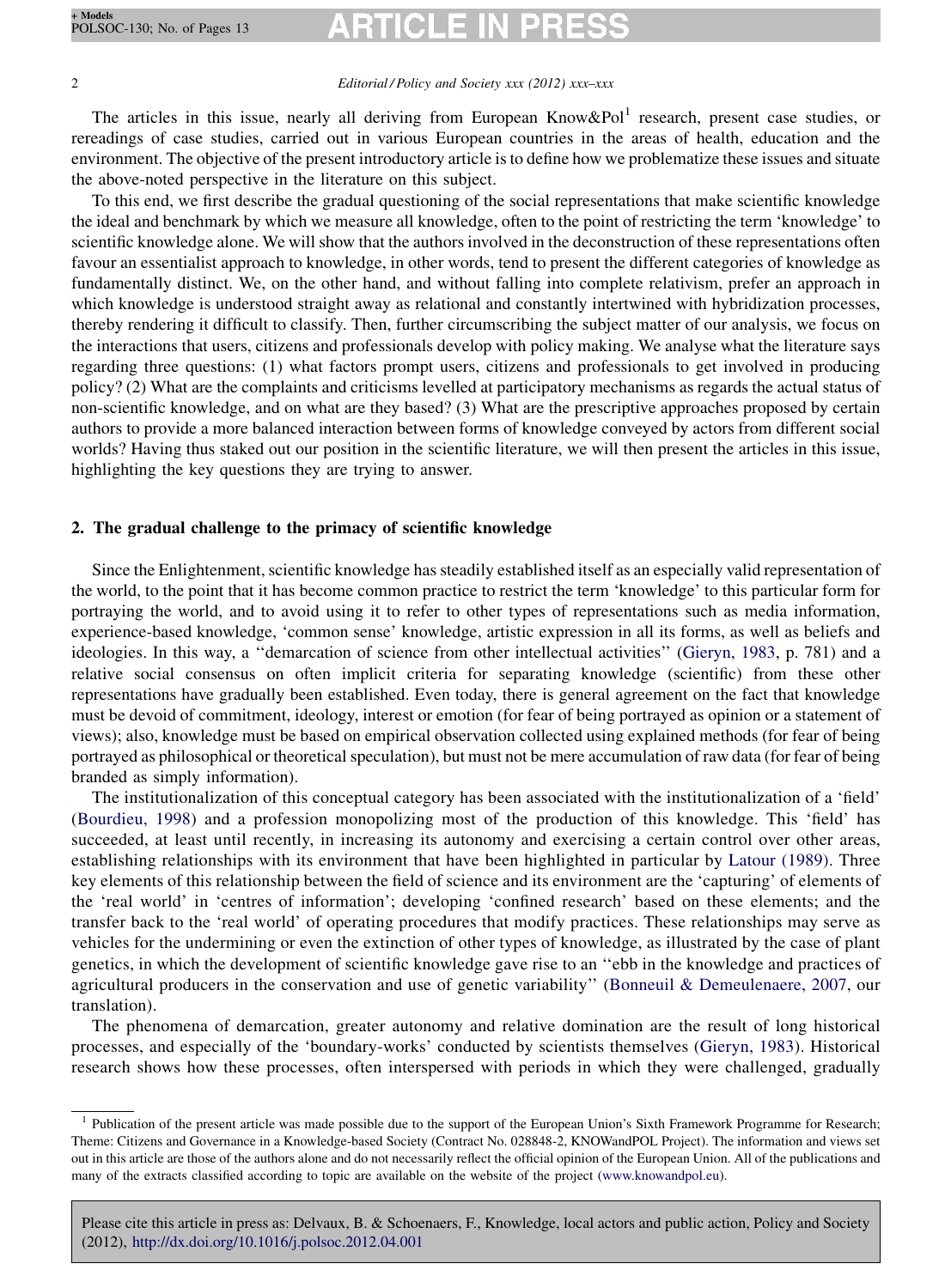The articles in this issue, nearly all deriving from European Know&Pol[1] research, present case studies, or rereadings of case studies, carried out in various European countries in the areas of health, education and the environment. The objective of the present introductory article is to define how we problematize these issues and situate the above-noted perspective in the literature on this subject.

To this end, we first describe the gradual questioning of the social representations that make scientific knowledge the ideal and benchmark by which we measure all knowledge, often to the point of restricting the term 'knowledge' to scientific knowledge alone. We will show that the authors involved in the deconstruction of these representations often favour an essentialist approach to knowledge, in other words, tend to present the different categories of knowledge as fundamentally distinct. We, on the other hand, and without falling into complete relativism, prefer an approach in which knowledge is understood straight away as relational and constantly intertwined with hybridization processes, thereby rendering it difficult to classify. Then, further circumscribing the subject matter of our analysis, we focus on the interactions that users, citizens and professionals develop with policy making. We analyse what the literature says regarding three questions: (1) what factors prompt users, citizens and professionals to get involved in producing policy? (2) What are the complaints and criticisms levelled at participatory mechanisms as regards the actual status of non-scientific knowledge, and on what are they based? (3) What are the prescriptive approaches proposed by certain authors to provide a more balanced interaction between forms of knowledge conveyed by actors from different social worlds? Having thus staked out our position in the scientific literature, we will then present the articles in this issue, highlighting the key questions they are trying to answer.

## 2. The gradual challenge to the primacy of scientific knowledge

Since the Enlightenment, scientific knowledge has steadily established itself as an especially valid representation of the world, to the point that it has become common practice to restrict the term 'knowledge' to this particular form for portraying the world, and to avoid using it to refer to other types of representations such as media information, experience-based knowledge, 'common sense' knowledge, artistic expression in all its forms, as well as beliefs and ideologies. In this way, a ''demarcation of science from other intellectual activities'' (Gieryn, 1983, p. 781) and a relative social consensus on often implicit criteria for separating knowledge (scientific) from these other representations have gradually been established. Even today, there is general agreement on the fact that knowledge must be devoid of commitment, ideology, interest or emotion (for fear of being portrayed as opinion or a statement of views); also, knowledge must be based on empirical observation collected using explained methods (for fear of being portrayed as philosophical or theoretical speculation), but must not be mere accumulation of raw data (for fear of being branded as simply information).

The institutionalization of this conceptual category has been associated with the institutionalization of a 'field' (Bourdieu, 1998) and a profession monopolizing most of the production of this knowledge. This 'field' has succeeded, at least until recently, in increasing its autonomy and exercising a certain control over other areas, establishing relationships with its environment that have been highlighted in particular by Latour (1989). Three key elements of this relationship between the field of science and its environment are the 'capturing' of elements of the 'real world' in 'centres of information'; developing 'confined research' based on these elements; and the transfer back to the 'real world' of operating procedures that modify practices. These relationships may serve as vehicles for the undermining or even the extinction of other types of knowledge, as illustrated by the case of plant genetics, in which the development of scientific knowledge gave rise to an ''ebb in the knowledge and practices of agricultural producers in the conservation and use of genetic variability'' (Bonneuil & Demeulenaere, 2007, our translation).

The phenomena of demarcation, greater autonomy and relative domination are the result of long historical processes, and especially of the 'boundary-works' conducted by scientists themselves (Gieryn, 1983). Historical research shows how these processes, often interspersed with periods in which they were challenged, gradually

[1] Publication of the present article was made possible due to the support of the European Union's Sixth Framework Programme for Research; Theme: Citizens and Governance in a Knowledge-based Society (Contract No. 028848-2, KNOWandPOL Project). The information and views set out in this article are those of the authors alone and do not necessarily reflect the official opinion of the European Union. All of the publications and many of the extracts classified according to topic are available on the website of the project (www.knowandpol.eu).

Please cite this article in press as: Delvaux, B. & Schoenaers, F., Knowledge, local actors and public action, Policy and Society (2012), http://dx.doi.org/10.1016/j.polsoc.2012.04.001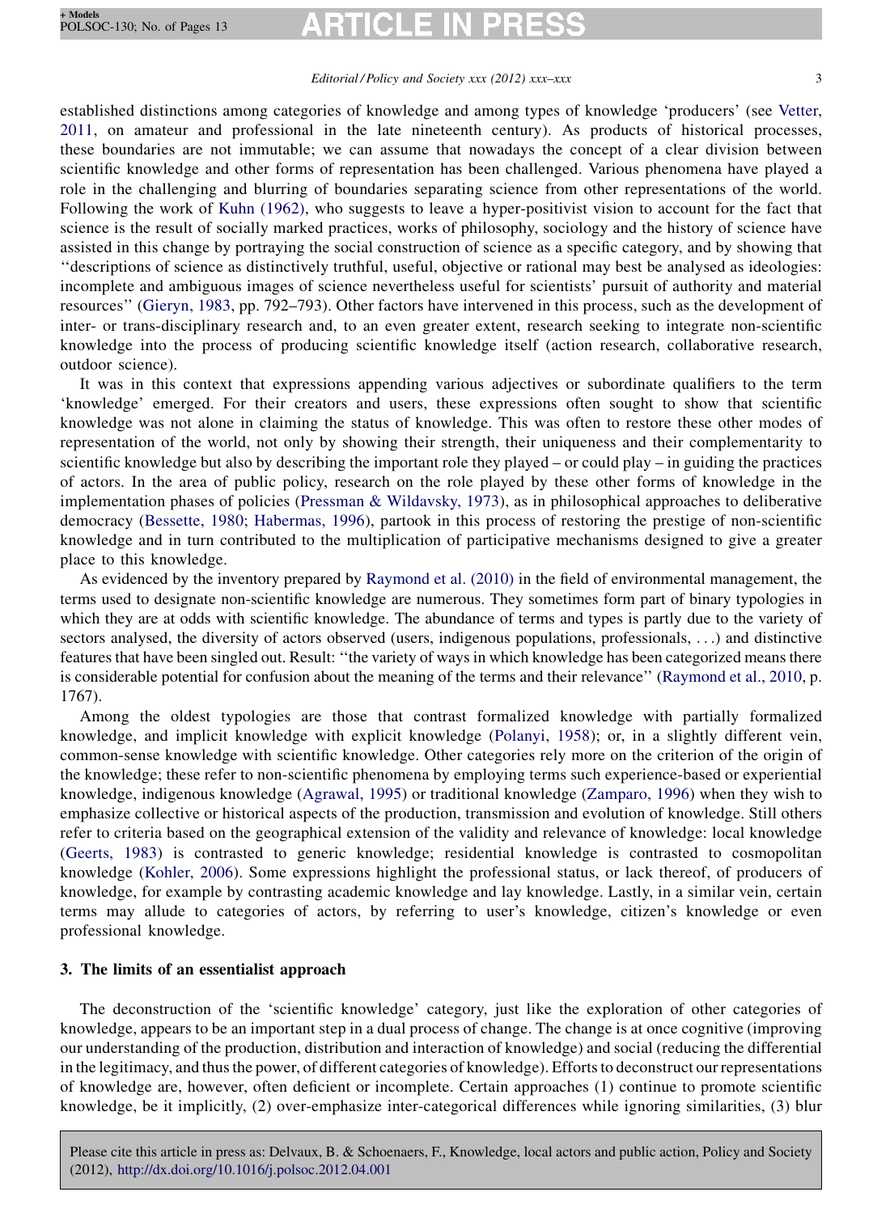established distinctions among categories of knowledge and among types of knowledge 'producers' (see Vetter, 2011, on amateur and professional in the late nineteenth century). As products of historical processes, these boundaries are not immutable; we can assume that nowadays the concept of a clear division between scientific knowledge and other forms of representation has been challenged. Various phenomena have played a role in the challenging and blurring of boundaries separating science from other representations of the world. Following the work of Kuhn (1962), who suggests to leave a hyper-positivist vision to account for the fact that science is the result of socially marked practices, works of philosophy, sociology and the history of science have assisted in this change by portraying the social construction of science as a specific category, and by showing that ''descriptions of science as distinctively truthful, useful, objective or rational may best be analysed as ideologies: incomplete and ambiguous images of science nevertheless useful for scientists' pursuit of authority and material resources'' (Gieryn, 1983, pp. 792–793). Other factors have intervened in this process, such as the development of inter- or trans-disciplinary research and, to an even greater extent, research seeking to integrate non-scientific knowledge into the process of producing scientific knowledge itself (action research, collaborative research, outdoor science).

It was in this context that expressions appending various adjectives or subordinate qualifiers to the term 'knowledge' emerged. For their creators and users, these expressions often sought to show that scientific knowledge was not alone in claiming the status of knowledge. This was often to restore these other modes of representation of the world, not only by showing their strength, their uniqueness and their complementarity to scientific knowledge but also by describing the important role they played – or could play – in guiding the practices of actors. In the area of public policy, research on the role played by these other forms of knowledge in the implementation phases of policies (Pressman & Wildavsky, 1973), as in philosophical approaches to deliberative democracy (Bessette, 1980; Habermas, 1996), partook in this process of restoring the prestige of non-scientific knowledge and in turn contributed to the multiplication of participative mechanisms designed to give a greater place to this knowledge.

As evidenced by the inventory prepared by Raymond et al. (2010) in the field of environmental management, the terms used to designate non-scientific knowledge are numerous. They sometimes form part of binary typologies in which they are at odds with scientific knowledge. The abundance of terms and types is partly due to the variety of sectors analysed, the diversity of actors observed (users, indigenous populations, professionals, . . .) and distinctive features that have been singled out. Result: ''the variety of ways in which knowledge has been categorized means there is considerable potential for confusion about the meaning of the terms and their relevance'' (Raymond et al., 2010, p. 1767).

Among the oldest typologies are those that contrast formalized knowledge with partially formalized knowledge, and implicit knowledge with explicit knowledge (Polanyi, 1958); or, in a slightly different vein, common-sense knowledge with scientific knowledge. Other categories rely more on the criterion of the origin of the knowledge; these refer to non-scientific phenomena by employing terms such experience-based or experiential knowledge, indigenous knowledge (Agrawal, 1995) or traditional knowledge (Zamparo, 1996) when they wish to emphasize collective or historical aspects of the production, transmission and evolution of knowledge. Still others refer to criteria based on the geographical extension of the validity and relevance of knowledge: local knowledge (Geerts, 1983) is contrasted to generic knowledge; residential knowledge is contrasted to cosmopolitan knowledge (Kohler, 2006). Some expressions highlight the professional status, or lack thereof, of producers of knowledge, for example by contrasting academic knowledge and lay knowledge. Lastly, in a similar vein, certain terms may allude to categories of actors, by referring to user's knowledge, citizen's knowledge or even professional knowledge.

## 3. The limits of an essentialist approach

The deconstruction of the 'scientific knowledge' category, just like the exploration of other categories of knowledge, appears to be an important step in a dual process of change. The change is at once cognitive (improving our understanding of the production, distribution and interaction of knowledge) and social (reducing the differential in the legitimacy, and thus the power, of different categories of knowledge). Efforts to deconstruct our representations of knowledge are, however, often deficient or incomplete. Certain approaches (1) continue to promote scientific knowledge, be it implicitly, (2) over-emphasize inter-categorical differences while ignoring similarities, (3) blur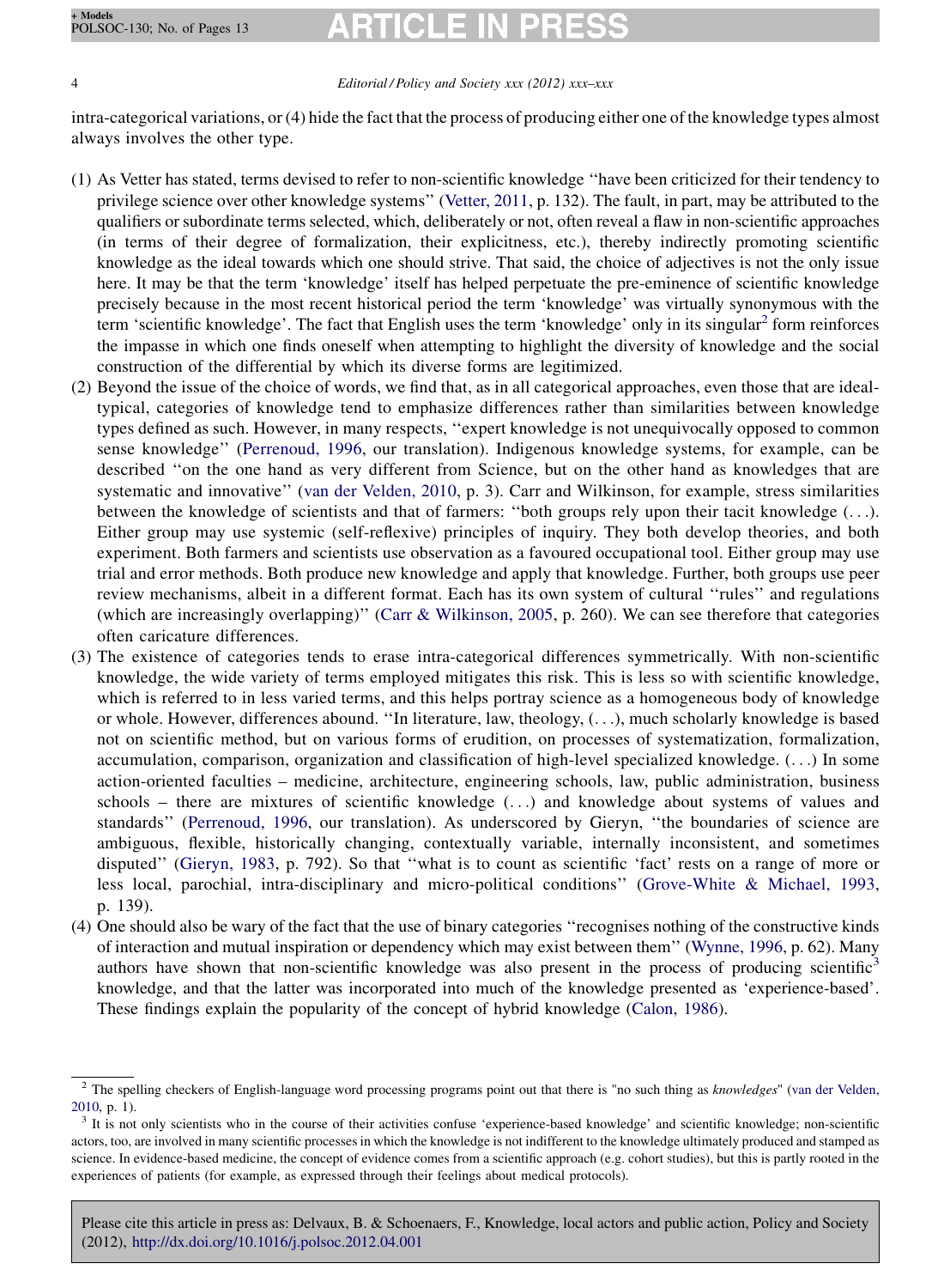intra-categorical variations, or (4) hide the fact that the process of producing either one of the knowledge types almost always involves the other type.

(1) As Vetter has stated, terms devised to refer to non-scientific knowledge ''have been criticized for their tendency to privilege science over other knowledge systems'' (Vetter, 2011, p. 132). The fault, in part, may be attributed to the qualifiers or subordinate terms selected, which, deliberately or not, often reveal a flaw in non-scientific approaches (in terms of their degree of formalization, their explicitness, etc.), thereby indirectly promoting scientific knowledge as the ideal towards which one should strive. That said, the choice of adjectives is not the only issue here. It may be that the term 'knowledge' itself has helped perpetuate the pre-eminence of scientific knowledge precisely because in the most recent historical period the term 'knowledge' was virtually synonymous with the term 'scientific knowledge'. The fact that English uses the term 'knowledge' only in its singular[2] form reinforces the impasse in which one finds oneself when attempting to highlight the diversity of knowledge and the social construction of the differential by which its diverse forms are legitimized.

(2) Beyond the issue of the choice of words, we find that, as in all categorical approaches, even those that are ideal-typical, categories of knowledge tend to emphasize differences rather than similarities between knowledge types defined as such. However, in many respects, ''expert knowledge is not unequivocally opposed to common sense knowledge'' (Perrenoud, 1996, our translation). Indigenous knowledge systems, for example, can be described ''on the one hand as very different from Science, but on the other hand as knowledges that are systematic and innovative'' (van der Velden, 2010, p. 3). Carr and Wilkinson, for example, stress similarities between the knowledge of scientists and that of farmers: ''both groups rely upon their tacit knowledge (. . .). Either group may use systemic (self-reflexive) principles of inquiry. They both develop theories, and both experiment. Both farmers and scientists use observation as a favoured occupational tool. Either group may use trial and error methods. Both produce new knowledge and apply that knowledge. Further, both groups use peer review mechanisms, albeit in a different format. Each has its own system of cultural ''rules'' and regulations (which are increasingly overlapping)'' (Carr & Wilkinson, 2005, p. 260). We can see therefore that categories often caricature differences.

(3) The existence of categories tends to erase intra-categorical differences symmetrically. With non-scientific knowledge, the wide variety of terms employed mitigates this risk. This is less so with scientific knowledge, which is referred to in less varied terms, and this helps portray science as a homogeneous body of knowledge or whole. However, differences abound. ''In literature, law, theology, (. . .), much scholarly knowledge is based not on scientific method, but on various forms of erudition, on processes of systematization, formalization, accumulation, comparison, organization and classification of high-level specialized knowledge. (. . .) In some action-oriented faculties – medicine, architecture, engineering schools, law, public administration, business schools – there are mixtures of scientific knowledge (. . .) and knowledge about systems of values and standards'' (Perrenoud, 1996, our translation). As underscored by Gieryn, ''the boundaries of science are ambiguous, flexible, historically changing, contextually variable, internally inconsistent, and sometimes disputed'' (Gieryn, 1983, p. 792). So that ''what is to count as scientific 'fact' rests on a range of more or less local, parochial, intra-disciplinary and micro-political conditions'' (Grove-White & Michael, 1993, p. 139).

(4) One should also be wary of the fact that the use of binary categories ''recognises nothing of the constructive kinds of interaction and mutual inspiration or dependency which may exist between them'' (Wynne, 1996, p. 62). Many authors have shown that non-scientific knowledge was also present in the process of producing scientific[3] knowledge, and that the latter was incorporated into much of the knowledge presented as 'experience-based'. These findings explain the popularity of the concept of hybrid knowledge (Calon, 1986).

---

[2] The spelling checkers of English-language word processing programs point out that there is "no such thing as *knowledges*" (van der Velden, 2010, p. 1).

[3] It is not only scientists who in the course of their activities confuse 'experience-based knowledge' and scientific knowledge; non-scientific actors, too, are involved in many scientific processes in which the knowledge is not indifferent to the knowledge ultimately produced and stamped as science. In evidence-based medicine, the concept of evidence comes from a scientific approach (e.g. cohort studies), but this is partly rooted in the experiences of patients (for example, as expressed through their feelings about medical protocols).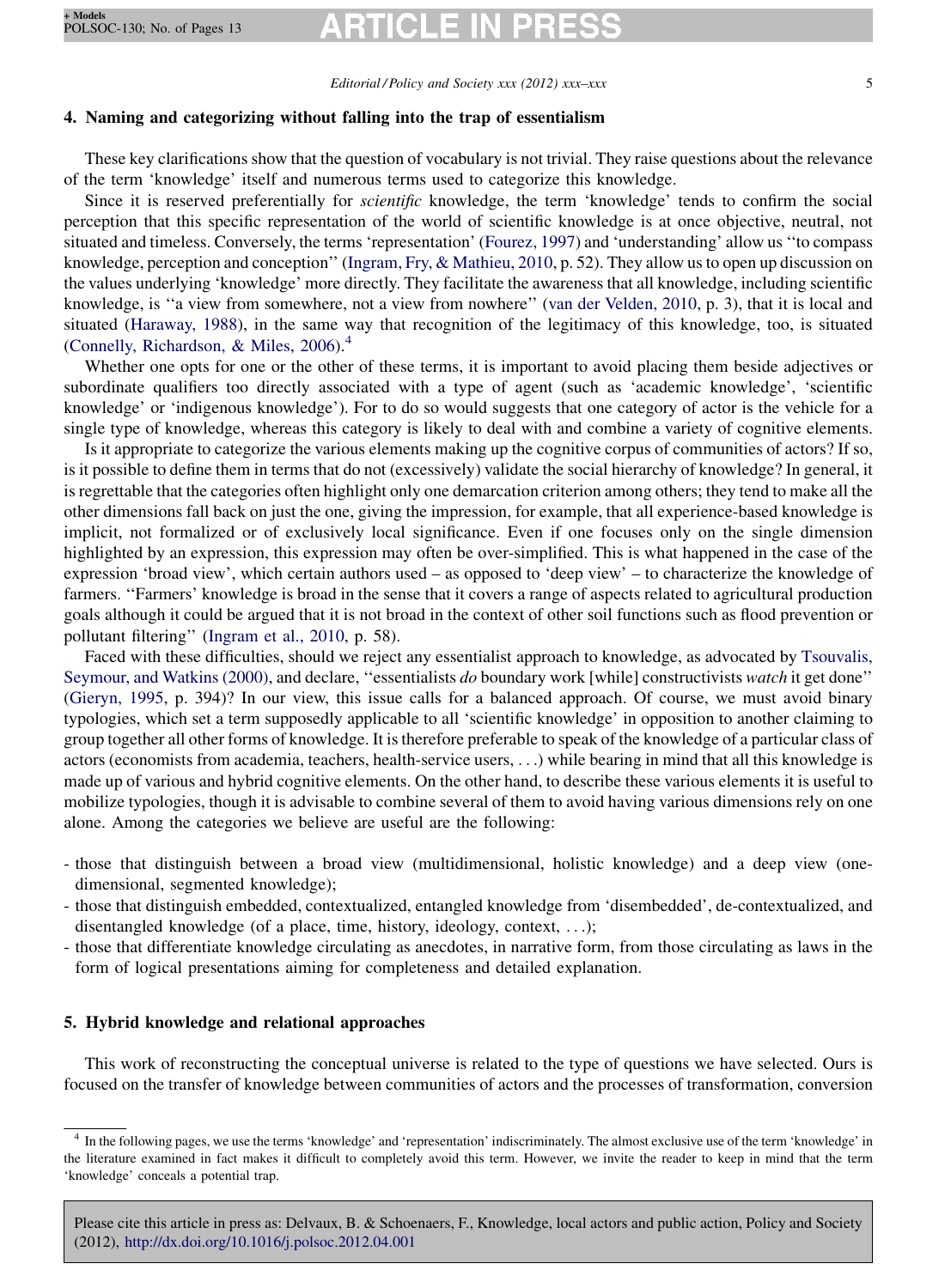## 4. Naming and categorizing without falling into the trap of essentialism

These key clarifications show that the question of vocabulary is not trivial. They raise questions about the relevance of the term 'knowledge' itself and numerous terms used to categorize this knowledge.

Since it is reserved preferentially for *scientific* knowledge, the term 'knowledge' tends to confirm the social perception that this specific representation of the world of scientific knowledge is at once objective, neutral, not situated and timeless. Conversely, the terms 'representation' (Fourez, 1997) and 'understanding' allow us ''to compass knowledge, perception and conception'' (Ingram, Fry, & Mathieu, 2010, p. 52). They allow us to open up discussion on the values underlying 'knowledge' more directly. They facilitate the awareness that all knowledge, including scientific knowledge, is ''a view from somewhere, not a view from nowhere'' (van der Velden, 2010, p. 3), that it is local and situated (Haraway, 1988), in the same way that recognition of the legitimacy of this knowledge, too, is situated (Connelly, Richardson, & Miles, 2006).[4]

Whether one opts for one or the other of these terms, it is important to avoid placing them beside adjectives or subordinate qualifiers too directly associated with a type of agent (such as 'academic knowledge', 'scientific knowledge' or 'indigenous knowledge'). For to do so would suggests that one category of actor is the vehicle for a single type of knowledge, whereas this category is likely to deal with and combine a variety of cognitive elements.

Is it appropriate to categorize the various elements making up the cognitive corpus of communities of actors? If so, is it possible to define them in terms that do not (excessively) validate the social hierarchy of knowledge? In general, it is regrettable that the categories often highlight only one demarcation criterion among others; they tend to make all the other dimensions fall back on just the one, giving the impression, for example, that all experience-based knowledge is implicit, not formalized or of exclusively local significance. Even if one focuses only on the single dimension highlighted by an expression, this expression may often be over-simplified. This is what happened in the case of the expression 'broad view', which certain authors used – as opposed to 'deep view' – to characterize the knowledge of farmers. ''Farmers' knowledge is broad in the sense that it covers a range of aspects related to agricultural production goals although it could be argued that it is not broad in the context of other soil functions such as flood prevention or pollutant filtering'' (Ingram et al., 2010, p. 58).

Faced with these difficulties, should we reject any essentialist approach to knowledge, as advocated by Tsouvalis, Seymour, and Watkins (2000), and declare, ''essentialists *do* boundary work [while] constructivists *watch* it get done'' (Gieryn, 1995, p. 394)? In our view, this issue calls for a balanced approach. Of course, we must avoid binary typologies, which set a term supposedly applicable to all 'scientific knowledge' in opposition to another claiming to group together all other forms of knowledge. It is therefore preferable to speak of the knowledge of a particular class of actors (economists from academia, teachers, health-service users, . . .) while bearing in mind that all this knowledge is made up of various and hybrid cognitive elements. On the other hand, to describe these various elements it is useful to mobilize typologies, though it is advisable to combine several of them to avoid having various dimensions rely on one alone. Among the categories we believe are useful are the following:

- those that distinguish between a broad view (multidimensional, holistic knowledge) and a deep view (one-dimensional, segmented knowledge);
- those that distinguish embedded, contextualized, entangled knowledge from 'disembedded', de-contextualized, and disentangled knowledge (of a place, time, history, ideology, context, . . .);
- those that differentiate knowledge circulating as anecdotes, in narrative form, from those circulating as laws in the form of logical presentations aiming for completeness and detailed explanation.

## 5. Hybrid knowledge and relational approaches

This work of reconstructing the conceptual universe is related to the type of questions we have selected. Ours is focused on the transfer of knowledge between communities of actors and the processes of transformation, conversion

---

[4] In the following pages, we use the terms 'knowledge' and 'representation' indiscriminately. The almost exclusive use of the term 'knowledge' in the literature examined in fact makes it difficult to completely avoid this term. However, we invite the reader to keep in mind that the term 'knowledge' conceals a potential trap.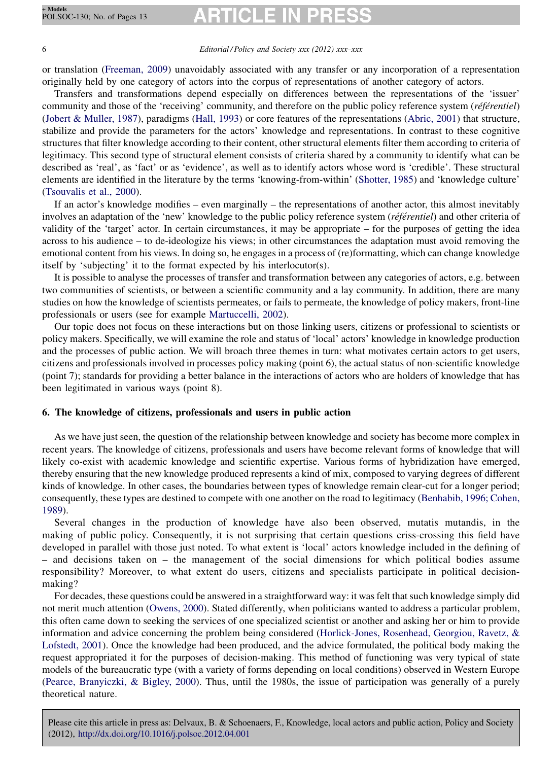or translation (Freeman, 2009) unavoidably associated with any transfer or any incorporation of a representation originally held by one category of actors into the corpus of representations of another category of actors.

Transfers and transformations depend especially on differences between the representations of the 'issuer' community and those of the 'receiving' community, and therefore on the public policy reference system (*référentiel*) (Jobert & Muller, 1987), paradigms (Hall, 1993) or core features of the representations (Abric, 2001) that structure, stabilize and provide the parameters for the actors' knowledge and representations. In contrast to these cognitive structures that filter knowledge according to their content, other structural elements filter them according to criteria of legitimacy. This second type of structural element consists of criteria shared by a community to identify what can be described as 'real', as 'fact' or as 'evidence', as well as to identify actors whose word is 'credible'. These structural elements are identified in the literature by the terms 'knowing-from-within' (Shotter, 1985) and 'knowledge culture' (Tsouvalis et al., 2000).

If an actor's knowledge modifies – even marginally – the representations of another actor, this almost inevitably involves an adaptation of the 'new' knowledge to the public policy reference system (*référentiel*) and other criteria of validity of the 'target' actor. In certain circumstances, it may be appropriate – for the purposes of getting the idea across to his audience – to de-ideologize his views; in other circumstances the adaptation must avoid removing the emotional content from his views. In doing so, he engages in a process of (re)formatting, which can change knowledge itself by 'subjecting' it to the format expected by his interlocutor(s).

It is possible to analyse the processes of transfer and transformation between any categories of actors, e.g. between two communities of scientists, or between a scientific community and a lay community. In addition, there are many studies on how the knowledge of scientists permeates, or fails to permeate, the knowledge of policy makers, front-line professionals or users (see for example Martuccelli, 2002).

Our topic does not focus on these interactions but on those linking users, citizens or professional to scientists or policy makers. Specifically, we will examine the role and status of 'local' actors' knowledge in knowledge production and the processes of public action. We will broach three themes in turn: what motivates certain actors to get users, citizens and professionals involved in processes policy making (point 6), the actual status of non-scientific knowledge (point 7); standards for providing a better balance in the interactions of actors who are holders of knowledge that has been legitimated in various ways (point 8).

## 6. The knowledge of citizens, professionals and users in public action

As we have just seen, the question of the relationship between knowledge and society has become more complex in recent years. The knowledge of citizens, professionals and users have become relevant forms of knowledge that will likely co-exist with academic knowledge and scientific expertise. Various forms of hybridization have emerged, thereby ensuring that the new knowledge produced represents a kind of mix, composed to varying degrees of different kinds of knowledge. In other cases, the boundaries between types of knowledge remain clear-cut for a longer period; consequently, these types are destined to compete with one another on the road to legitimacy (Benhabib, 1996; Cohen, 1989).

Several changes in the production of knowledge have also been observed, mutatis mutandis, in the making of public policy. Consequently, it is not surprising that certain questions criss-crossing this field have developed in parallel with those just noted. To what extent is 'local' actors knowledge included in the defining of – and decisions taken on – the management of the social dimensions for which political bodies assume responsibility? Moreover, to what extent do users, citizens and specialists participate in political decision-making?

For decades, these questions could be answered in a straightforward way: it was felt that such knowledge simply did not merit much attention (Owens, 2000). Stated differently, when politicians wanted to address a particular problem, this often came down to seeking the services of one specialized scientist or another and asking her or him to provide information and advice concerning the problem being considered (Horlick-Jones, Rosenhead, Georgiou, Ravetz, & Lofstedt, 2001). Once the knowledge had been produced, and the advice formulated, the political body making the request appropriated it for the purposes of decision-making. This method of functioning was very typical of state models of the bureaucratic type (with a variety of forms depending on local conditions) observed in Western Europe (Pearce, Branyiczki, & Bigley, 2000). Thus, until the 1980s, the issue of participation was generally of a purely theoretical nature.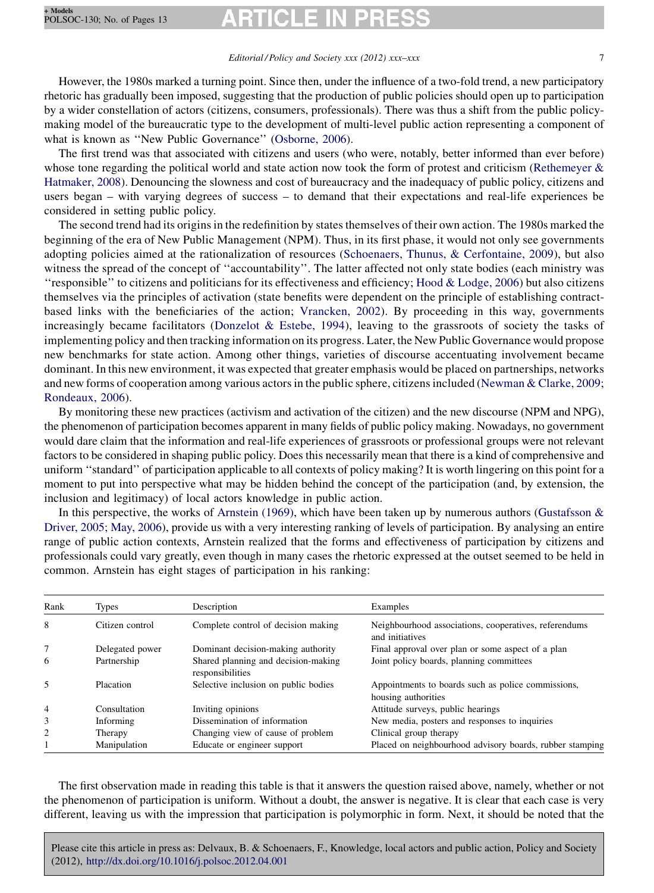However, the 1980s marked a turning point. Since then, under the influence of a two-fold trend, a new participatory rhetoric has gradually been imposed, suggesting that the production of public policies should open up to participation by a wider constellation of actors (citizens, consumers, professionals). There was thus a shift from the public policy-making model of the bureaucratic type to the development of multi-level public action representing a component of what is known as ''New Public Governance'' (Osborne, 2006).

The first trend was that associated with citizens and users (who were, notably, better informed than ever before) whose tone regarding the political world and state action now took the form of protest and criticism (Rethemeyer & Hatmaker, 2008). Denouncing the slowness and cost of bureaucracy and the inadequacy of public policy, citizens and users began – with varying degrees of success – to demand that their expectations and real-life experiences be considered in setting public policy.

The second trend had its origins in the redefinition by states themselves of their own action. The 1980s marked the beginning of the era of New Public Management (NPM). Thus, in its first phase, it would not only see governments adopting policies aimed at the rationalization of resources (Schoenaers, Thunus, & Cerfontaine, 2009), but also witness the spread of the concept of ''accountability''. The latter affected not only state bodies (each ministry was ''responsible'' to citizens and politicians for its effectiveness and efficiency; Hood & Lodge, 2006) but also citizens themselves via the principles of activation (state benefits were dependent on the principle of establishing contract-based links with the beneficiaries of the action; Vrancken, 2002). By proceeding in this way, governments increasingly became facilitators (Donzelot & Estebe, 1994), leaving to the grassroots of society the tasks of implementing policy and then tracking information on its progress. Later, the New Public Governance would propose new benchmarks for state action. Among other things, varieties of discourse accentuating involvement became dominant. In this new environment, it was expected that greater emphasis would be placed on partnerships, networks and new forms of cooperation among various actors in the public sphere, citizens included (Newman & Clarke, 2009; Rondeaux, 2006).

By monitoring these new practices (activism and activation of the citizen) and the new discourse (NPM and NPG), the phenomenon of participation becomes apparent in many fields of public policy making. Nowadays, no government would dare claim that the information and real-life experiences of grassroots or professional groups were not relevant factors to be considered in shaping public policy. Does this necessarily mean that there is a kind of comprehensive and uniform ''standard'' of participation applicable to all contexts of policy making? It is worth lingering on this point for a moment to put into perspective what may be hidden behind the concept of the participation (and, by extension, the inclusion and legitimacy) of local actors knowledge in public action.

In this perspective, the works of Arnstein (1969), which have been taken up by numerous authors (Gustafsson & Driver, 2005; May, 2006), provide us with a very interesting ranking of levels of participation. By analysing an entire range of public action contexts, Arnstein realized that the forms and effectiveness of participation by citizens and professionals could vary greatly, even though in many cases the rhetoric expressed at the outset seemed to be held in common. Arnstein has eight stages of participation in his ranking:

| Rank | Types | Description | Examples |
|---|---|---|---|
| 8 | Citizen control | Complete control of decision making | Neighbourhood associations, cooperatives, referendums and initiatives |
| 7 | Delegated power | Dominant decision-making authority | Final approval over plan or some aspect of a plan |
| 6 | Partnership | Shared planning and decision-making responsibilities | Joint policy boards, planning committees |
| 5 | Placation | Selective inclusion on public bodies | Appointments to boards such as police commissions, housing authorities |
| 4 | Consultation | Inviting opinions | Attitude surveys, public hearings |
| 3 | Informing | Dissemination of information | New media, posters and responses to inquiries |
| 2 | Therapy | Changing view of cause of problem | Clinical group therapy |
| 1 | Manipulation | Educate or engineer support | Placed on neighbourhood advisory boards, rubber stamping |

The first observation made in reading this table is that it answers the question raised above, namely, whether or not the phenomenon of participation is uniform. Without a doubt, the answer is negative. It is clear that each case is very different, leaving us with the impression that participation is polymorphic in form. Next, it should be noted that the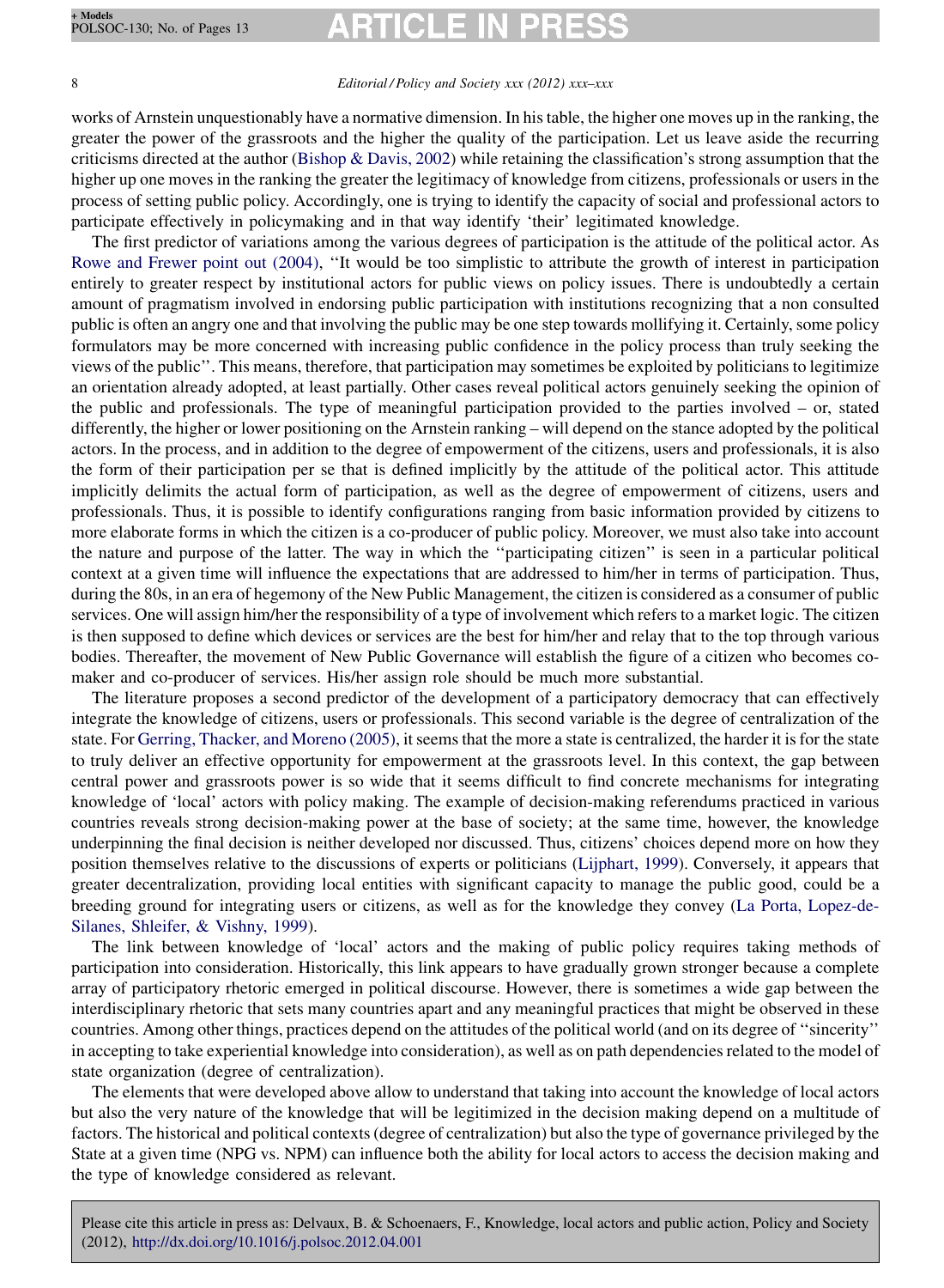works of Arnstein unquestionably have a normative dimension. In his table, the higher one moves up in the ranking, the greater the power of the grassroots and the higher the quality of the participation. Let us leave aside the recurring criticisms directed at the author (Bishop & Davis, 2002) while retaining the classification's strong assumption that the higher up one moves in the ranking the greater the legitimacy of knowledge from citizens, professionals or users in the process of setting public policy. Accordingly, one is trying to identify the capacity of social and professional actors to participate effectively in policymaking and in that way identify 'their' legitimated knowledge.

The first predictor of variations among the various degrees of participation is the attitude of the political actor. As Rowe and Frewer point out (2004), "It would be too simplistic to attribute the growth of interest in participation entirely to greater respect by institutional actors for public views on policy issues. There is undoubtedly a certain amount of pragmatism involved in endorsing public participation with institutions recognizing that a non consulted public is often an angry one and that involving the public may be one step towards mollifying it. Certainly, some policy formulators may be more concerned with increasing public confidence in the policy process than truly seeking the views of the public". This means, therefore, that participation may sometimes be exploited by politicians to legitimize an orientation already adopted, at least partially. Other cases reveal political actors genuinely seeking the opinion of the public and professionals. The type of meaningful participation provided to the parties involved – or, stated differently, the higher or lower positioning on the Arnstein ranking – will depend on the stance adopted by the political actors. In the process, and in addition to the degree of empowerment of the citizens, users and professionals, it is also the form of their participation per se that is defined implicitly by the attitude of the political actor. This attitude implicitly delimits the actual form of participation, as well as the degree of empowerment of citizens, users and professionals. Thus, it is possible to identify configurations ranging from basic information provided by citizens to more elaborate forms in which the citizen is a co-producer of public policy. Moreover, we must also take into account the nature and purpose of the latter. The way in which the "participating citizen" is seen in a particular political context at a given time will influence the expectations that are addressed to him/her in terms of participation. Thus, during the 80s, in an era of hegemony of the New Public Management, the citizen is considered as a consumer of public services. One will assign him/her the responsibility of a type of involvement which refers to a market logic. The citizen is then supposed to define which devices or services are the best for him/her and relay that to the top through various bodies. Thereafter, the movement of New Public Governance will establish the figure of a citizen who becomes co-maker and co-producer of services. His/her assign role should be much more substantial.

The literature proposes a second predictor of the development of a participatory democracy that can effectively integrate the knowledge of citizens, users or professionals. This second variable is the degree of centralization of the state. For Gerring, Thacker, and Moreno (2005), it seems that the more a state is centralized, the harder it is for the state to truly deliver an effective opportunity for empowerment at the grassroots level. In this context, the gap between central power and grassroots power is so wide that it seems difficult to find concrete mechanisms for integrating knowledge of 'local' actors with policy making. The example of decision-making referendums practiced in various countries reveals strong decision-making power at the base of society; at the same time, however, the knowledge underpinning the final decision is neither developed nor discussed. Thus, citizens' choices depend more on how they position themselves relative to the discussions of experts or politicians (Lijphart, 1999). Conversely, it appears that greater decentralization, providing local entities with significant capacity to manage the public good, could be a breeding ground for integrating users or citizens, as well as for the knowledge they convey (La Porta, Lopez-de-Silanes, Shleifer, & Vishny, 1999).

The link between knowledge of 'local' actors and the making of public policy requires taking methods of participation into consideration. Historically, this link appears to have gradually grown stronger because a complete array of participatory rhetoric emerged in political discourse. However, there is sometimes a wide gap between the interdisciplinary rhetoric that sets many countries apart and any meaningful practices that might be observed in these countries. Among other things, practices depend on the attitudes of the political world (and on its degree of "sincerity" in accepting to take experiential knowledge into consideration), as well as on path dependencies related to the model of state organization (degree of centralization).

The elements that were developed above allow to understand that taking into account the knowledge of local actors but also the very nature of the knowledge that will be legitimized in the decision making depend on a multitude of factors. The historical and political contexts (degree of centralization) but also the type of governance privileged by the State at a given time (NPG vs. NPM) can influence both the ability for local actors to access the decision making and the type of knowledge considered as relevant.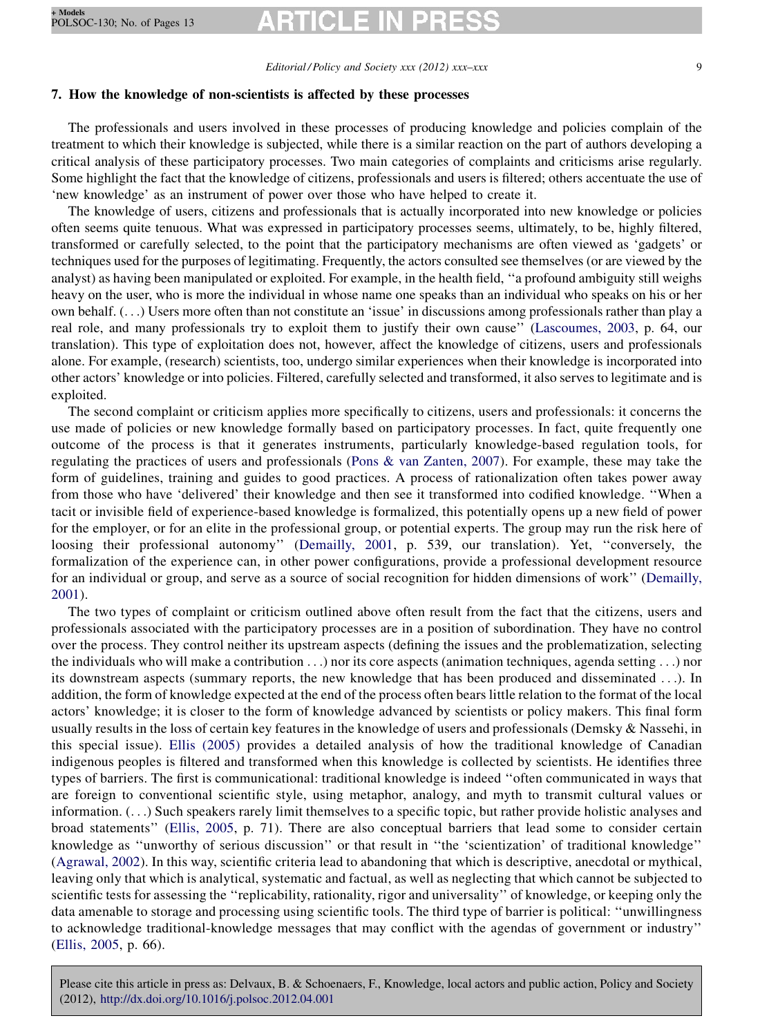## 7. How the knowledge of non-scientists is affected by these processes

The professionals and users involved in these processes of producing knowledge and policies complain of the treatment to which their knowledge is subjected, while there is a similar reaction on the part of authors developing a critical analysis of these participatory processes. Two main categories of complaints and criticisms arise regularly. Some highlight the fact that the knowledge of citizens, professionals and users is filtered; others accentuate the use of 'new knowledge' as an instrument of power over those who have helped to create it.

The knowledge of users, citizens and professionals that is actually incorporated into new knowledge or policies often seems quite tenuous. What was expressed in participatory processes seems, ultimately, to be, highly filtered, transformed or carefully selected, to the point that the participatory mechanisms are often viewed as 'gadgets' or techniques used for the purposes of legitimating. Frequently, the actors consulted see themselves (or are viewed by the analyst) as having been manipulated or exploited. For example, in the health field, ''a profound ambiguity still weighs heavy on the user, who is more the individual in whose name one speaks than an individual who speaks on his or her own behalf. (. . .) Users more often than not constitute an 'issue' in discussions among professionals rather than play a real role, and many professionals try to exploit them to justify their own cause'' (Lascoumes, 2003, p. 64, our translation). This type of exploitation does not, however, affect the knowledge of citizens, users and professionals alone. For example, (research) scientists, too, undergo similar experiences when their knowledge is incorporated into other actors' knowledge or into policies. Filtered, carefully selected and transformed, it also serves to legitimate and is exploited.

The second complaint or criticism applies more specifically to citizens, users and professionals: it concerns the use made of policies or new knowledge formally based on participatory processes. In fact, quite frequently one outcome of the process is that it generates instruments, particularly knowledge-based regulation tools, for regulating the practices of users and professionals (Pons & van Zanten, 2007). For example, these may take the form of guidelines, training and guides to good practices. A process of rationalization often takes power away from those who have 'delivered' their knowledge and then see it transformed into codified knowledge. ''When a tacit or invisible field of experience-based knowledge is formalized, this potentially opens up a new field of power for the employer, or for an elite in the professional group, or potential experts. The group may run the risk here of loosing their professional autonomy'' (Demailly, 2001, p. 539, our translation). Yet, ''conversely, the formalization of the experience can, in other power configurations, provide a professional development resource for an individual or group, and serve as a source of social recognition for hidden dimensions of work'' (Demailly, 2001).

The two types of complaint or criticism outlined above often result from the fact that the citizens, users and professionals associated with the participatory processes are in a position of subordination. They have no control over the process. They control neither its upstream aspects (defining the issues and the problematization, selecting the individuals who will make a contribution . . .) nor its core aspects (animation techniques, agenda setting . . .) nor its downstream aspects (summary reports, the new knowledge that has been produced and disseminated . . .). In addition, the form of knowledge expected at the end of the process often bears little relation to the format of the local actors' knowledge; it is closer to the form of knowledge advanced by scientists or policy makers. This final form usually results in the loss of certain key features in the knowledge of users and professionals (Demsky & Nassehi, in this special issue). Ellis (2005) provides a detailed analysis of how the traditional knowledge of Canadian indigenous peoples is filtered and transformed when this knowledge is collected by scientists. He identifies three types of barriers. The first is communicational: traditional knowledge is indeed ''often communicated in ways that are foreign to conventional scientific style, using metaphor, analogy, and myth to transmit cultural values or information. (. . .) Such speakers rarely limit themselves to a specific topic, but rather provide holistic analyses and broad statements'' (Ellis, 2005, p. 71). There are also conceptual barriers that lead some to consider certain knowledge as ''unworthy of serious discussion'' or that result in ''the 'scientization' of traditional knowledge'' (Agrawal, 2002). In this way, scientific criteria lead to abandoning that which is descriptive, anecdotal or mythical, leaving only that which is analytical, systematic and factual, as well as neglecting that which cannot be subjected to scientific tests for assessing the ''replicability, rationality, rigor and universality'' of knowledge, or keeping only the data amenable to storage and processing using scientific tools. The third type of barrier is political: ''unwillingness to acknowledge traditional-knowledge messages that may conflict with the agendas of government or industry'' (Ellis, 2005, p. 66).

Please cite this article in press as: Delvaux, B. & Schoenaers, F., Knowledge, local actors and public action, Policy and Society (2012), http://dx.doi.org/10.1016/j.polsoc.2012.04.001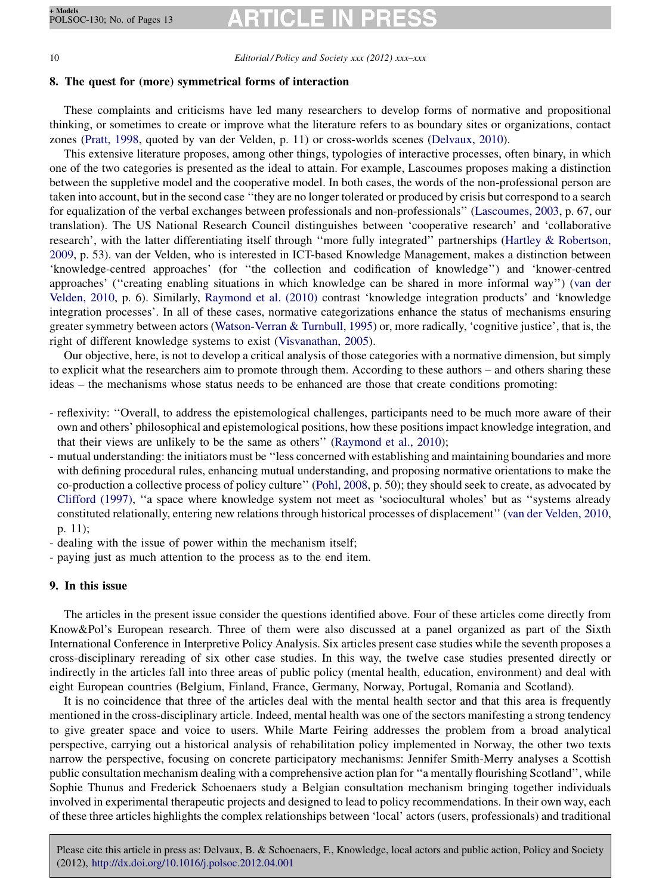## 8. The quest for (more) symmetrical forms of interaction

These complaints and criticisms have led many researchers to develop forms of normative and propositional thinking, or sometimes to create or improve what the literature refers to as boundary sites or organizations, contact zones (Pratt, 1998, quoted by van der Velden, p. 11) or cross-worlds scenes (Delvaux, 2010).

This extensive literature proposes, among other things, typologies of interactive processes, often binary, in which one of the two categories is presented as the ideal to attain. For example, Lascoumes proposes making a distinction between the suppletive model and the cooperative model. In both cases, the words of the non-professional person are taken into account, but in the second case ''they are no longer tolerated or produced by crisis but correspond to a search for equalization of the verbal exchanges between professionals and non-professionals'' (Lascoumes, 2003, p. 67, our translation). The US National Research Council distinguishes between 'cooperative research' and 'collaborative research', with the latter differentiating itself through ''more fully integrated'' partnerships (Hartley & Robertson, 2009, p. 53). van der Velden, who is interested in ICT-based Knowledge Management, makes a distinction between 'knowledge-centred approaches' (for ''the collection and codification of knowledge'') and 'knower-centred approaches' (''creating enabling situations in which knowledge can be shared in more informal way'') (van der Velden, 2010, p. 6). Similarly, Raymond et al. (2010) contrast 'knowledge integration products' and 'knowledge integration processes'. In all of these cases, normative categorizations enhance the status of mechanisms ensuring greater symmetry between actors (Watson-Verran & Turnbull, 1995) or, more radically, 'cognitive justice', that is, the right of different knowledge systems to exist (Visvanathan, 2005).

Our objective, here, is not to develop a critical analysis of those categories with a normative dimension, but simply to explicit what the researchers aim to promote through them. According to these authors – and others sharing these ideas – the mechanisms whose status needs to be enhanced are those that create conditions promoting:

- reflexivity: ''Overall, to address the epistemological challenges, participants need to be much more aware of their own and others' philosophical and epistemological positions, how these positions impact knowledge integration, and that their views are unlikely to be the same as others'' (Raymond et al., 2010);
- mutual understanding: the initiators must be ''less concerned with establishing and maintaining boundaries and more with defining procedural rules, enhancing mutual understanding, and proposing normative orientations to make the co-production a collective process of policy culture'' (Pohl, 2008, p. 50); they should seek to create, as advocated by Clifford (1997), ''a space where knowledge system not meet as 'sociocultural wholes' but as ''systems already constituted relationally, entering new relations through historical processes of displacement'' (van der Velden, 2010, p. 11);
- dealing with the issue of power within the mechanism itself;
- paying just as much attention to the process as to the end item.

## 9. In this issue

The articles in the present issue consider the questions identified above. Four of these articles come directly from Know&Pol's European research. Three of them were also discussed at a panel organized as part of the Sixth International Conference in Interpretive Policy Analysis. Six articles present case studies while the seventh proposes a cross-disciplinary rereading of six other case studies. In this way, the twelve case studies presented directly or indirectly in the articles fall into three areas of public policy (mental health, education, environment) and deal with eight European countries (Belgium, Finland, France, Germany, Norway, Portugal, Romania and Scotland).

It is no coincidence that three of the articles deal with the mental health sector and that this area is frequently mentioned in the cross-disciplinary article. Indeed, mental health was one of the sectors manifesting a strong tendency to give greater space and voice to users. While Marte Feiring addresses the problem from a broad analytical perspective, carrying out a historical analysis of rehabilitation policy implemented in Norway, the other two texts narrow the perspective, focusing on concrete participatory mechanisms: Jennifer Smith-Merry analyses a Scottish public consultation mechanism dealing with a comprehensive action plan for ''a mentally flourishing Scotland'', while Sophie Thunus and Frederick Schoenaers study a Belgian consultation mechanism bringing together individuals involved in experimental therapeutic projects and designed to lead to policy recommendations. In their own way, each of these three articles highlights the complex relationships between 'local' actors (users, professionals) and traditional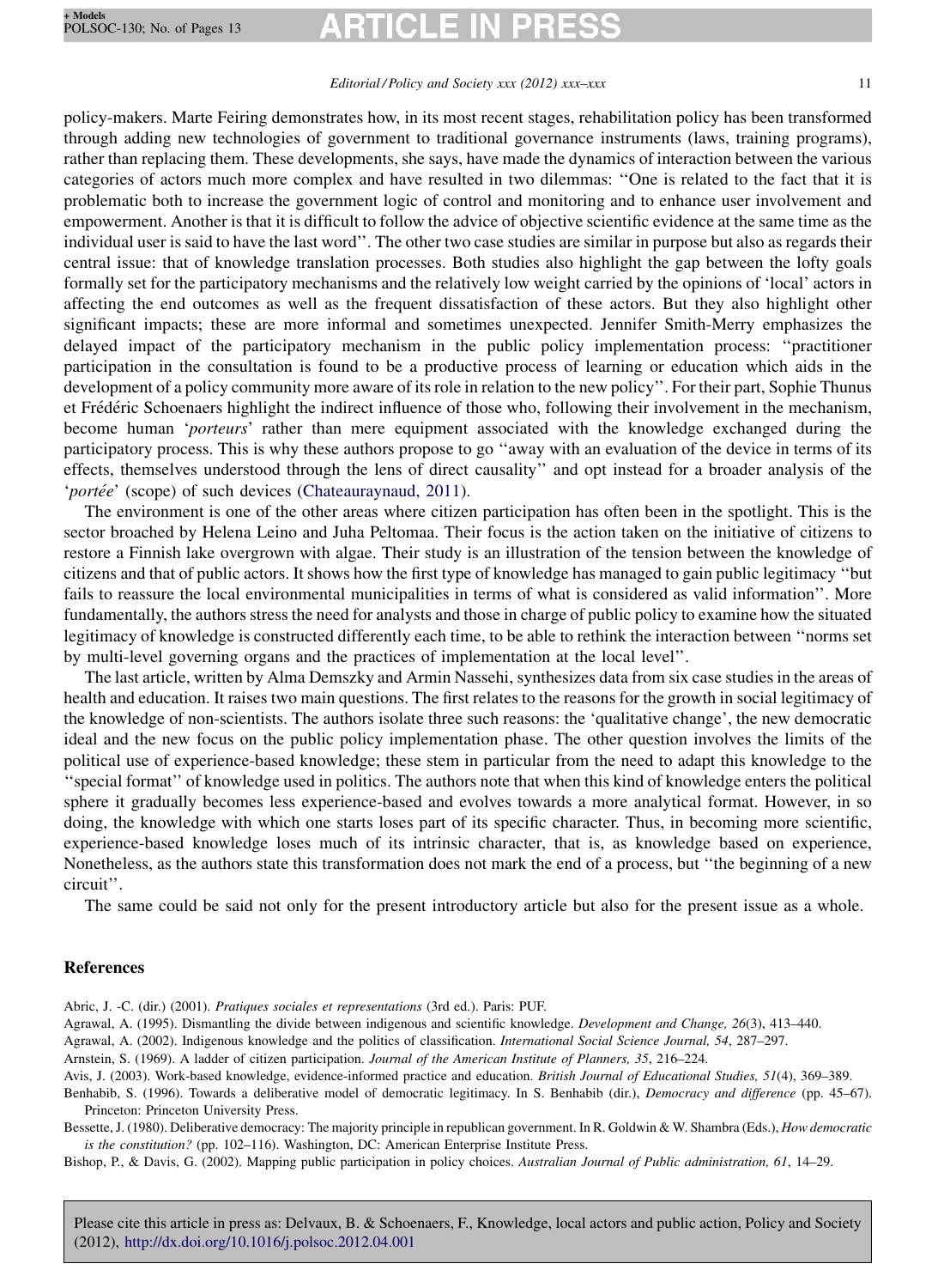policy-makers. Marte Feiring demonstrates how, in its most recent stages, rehabilitation policy has been transformed through adding new technologies of government to traditional governance instruments (laws, training programs), rather than replacing them. These developments, she says, have made the dynamics of interaction between the various categories of actors much more complex and have resulted in two dilemmas: ''One is related to the fact that it is problematic both to increase the government logic of control and monitoring and to enhance user involvement and empowerment. Another is that it is difficult to follow the advice of objective scientific evidence at the same time as the individual user is said to have the last word''. The other two case studies are similar in purpose but also as regards their central issue: that of knowledge translation processes. Both studies also highlight the gap between the lofty goals formally set for the participatory mechanisms and the relatively low weight carried by the opinions of 'local' actors in affecting the end outcomes as well as the frequent dissatisfaction of these actors. But they also highlight other significant impacts; these are more informal and sometimes unexpected. Jennifer Smith-Merry emphasizes the delayed impact of the participatory mechanism in the public policy implementation process: ''practitioner participation in the consultation is found to be a productive process of learning or education which aids in the development of a policy community more aware of its role in relation to the new policy''. For their part, Sophie Thunus et Frédéric Schoenaers highlight the indirect influence of those who, following their involvement in the mechanism, become human '*porteurs*' rather than mere equipment associated with the knowledge exchanged during the participatory process. This is why these authors propose to go ''away with an evaluation of the device in terms of its effects, themselves understood through the lens of direct causality'' and opt instead for a broader analysis of the '*portée*' (scope) of such devices (Chateauraynaud, 2011).

The environment is one of the other areas where citizen participation has often been in the spotlight. This is the sector broached by Helena Leino and Juha Peltomaa. Their focus is the action taken on the initiative of citizens to restore a Finnish lake overgrown with algae. Their study is an illustration of the tension between the knowledge of citizens and that of public actors. It shows how the first type of knowledge has managed to gain public legitimacy ''but fails to reassure the local environmental municipalities in terms of what is considered as valid information''. More fundamentally, the authors stress the need for analysts and those in charge of public policy to examine how the situated legitimacy of knowledge is constructed differently each time, to be able to rethink the interaction between ''norms set by multi-level governing organs and the practices of implementation at the local level''.

The last article, written by Alma Demszky and Armin Nassehi, synthesizes data from six case studies in the areas of health and education. It raises two main questions. The first relates to the reasons for the growth in social legitimacy of the knowledge of non-scientists. The authors isolate three such reasons: the 'qualitative change', the new democratic ideal and the new focus on the public policy implementation phase. The other question involves the limits of the political use of experience-based knowledge; these stem in particular from the need to adapt this knowledge to the ''special format'' of knowledge used in politics. The authors note that when this kind of knowledge enters the political sphere it gradually becomes less experience-based and evolves towards a more analytical format. However, in so doing, the knowledge with which one starts loses part of its specific character. Thus, in becoming more scientific, experience-based knowledge loses much of its intrinsic character, that is, as knowledge based on experience, Nonetheless, as the authors state this transformation does not mark the end of a process, but ''the beginning of a new circuit''.

The same could be said not only for the present introductory article but also for the present issue as a whole.

## References

Abric, J. -C. (dir.) (2001). *Pratiques sociales et representations* (3rd ed.). Paris: PUF.

Agrawal, A. (1995). Dismantling the divide between indigenous and scientific knowledge. *Development and Change, 26*(3), 413–440.

Agrawal, A. (2002). Indigenous knowledge and the politics of classification. *International Social Science Journal, 54*, 287–297.

Arnstein, S. (1969). A ladder of citizen participation. *Journal of the American Institute of Planners, 35*, 216–224.

Avis, J. (2003). Work-based knowledge, evidence-informed practice and education. *British Journal of Educational Studies, 51*(4), 369–389.

Benhabib, S. (1996). Towards a deliberative model of democratic legitimacy. In S. Benhabib (dir.), *Democracy and difference* (pp. 45–67). Princeton: Princeton University Press.

Bessette, J. (1980). Deliberative democracy: The majority principle in republican government. In R. Goldwin & W. Shambra (Eds.), *How democratic is the constitution?* (pp. 102–116). Washington, DC: American Enterprise Institute Press.

Bishop, P., & Davis, G. (2002). Mapping public participation in policy choices. *Australian Journal of Public administration, 61*, 14–29.

Please cite this article in press as: Delvaux, B. & Schoenaers, F., Knowledge, local actors and public action, Policy and Society (2012), http://dx.doi.org/10.1016/j.polsoc.2012.04.001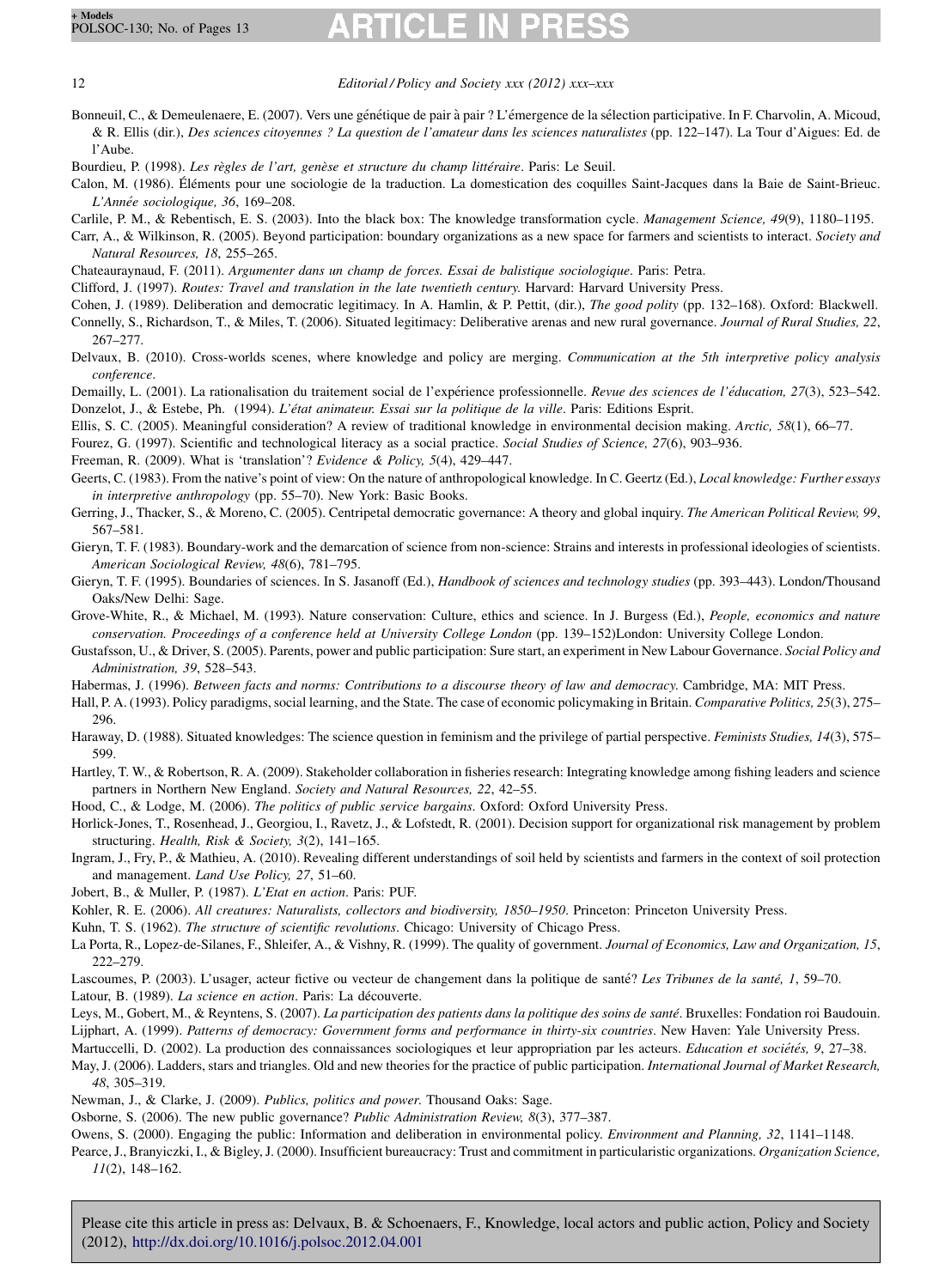Bonneuil, C., & Demeulenaere, E. (2007). Vers une génétique de pair à pair ? L'émergence de la sélection participative. In F. Charvolin, A. Micoud, & R. Ellis (dir.), *Des sciences citoyennes ? La question de l'amateur dans les sciences naturalistes* (pp. 122–147). La Tour d'Aigues: Ed. de l'Aube.

Bourdieu, P. (1998). *Les règles de l'art, genèse et structure du champ littéraire*. Paris: Le Seuil.

Calon, M. (1986). Éléments pour une sociologie de la traduction. La domestication des coquilles Saint-Jacques dans la Baie de Saint-Brieuc. *L'Année sociologique, 36*, 169–208.

Carlile, P. M., & Rebentisch, E. S. (2003). Into the black box: The knowledge transformation cycle. *Management Science, 49*(9), 1180–1195.

Carr, A., & Wilkinson, R. (2005). Beyond participation: boundary organizations as a new space for farmers and scientists to interact. *Society and Natural Resources, 18*, 255–265.

Chateauraynaud, F. (2011). *Argumenter dans un champ de forces. Essai de balistique sociologique*. Paris: Petra.

Clifford, J. (1997). *Routes: Travel and translation in the late twentieth century*. Harvard: Harvard University Press.

Cohen, J. (1989). Deliberation and democratic legitimacy. In A. Hamlin, & P. Pettit, (dir.), *The good polity* (pp. 132–168). Oxford: Blackwell.

Connelly, S., Richardson, T., & Miles, T. (2006). Situated legitimacy: Deliberative arenas and new rural governance. *Journal of Rural Studies, 22*, 267–277.

Delvaux, B. (2010). Cross-worlds scenes, where knowledge and policy are merging. *Communication at the 5th interpretive policy analysis conference*.

Demailly, L. (2001). La rationalisation du traitement social de l'expérience professionnelle. *Revue des sciences de l'éducation, 27*(3), 523–542.

Donzelot, J., & Estebe, Ph. (1994). *L'état animateur. Essai sur la politique de la ville*. Paris: Editions Esprit.

Ellis, S. C. (2005). Meaningful consideration? A review of traditional knowledge in environmental decision making. *Arctic, 58*(1), 66–77.

Fourez, G. (1997). Scientific and technological literacy as a social practice. *Social Studies of Science, 27*(6), 903–936.

Freeman, R. (2009). What is 'translation'? *Evidence & Policy, 5*(4), 429–447.

Geerts, C. (1983). From the native's point of view: On the nature of anthropological knowledge. In C. Geertz (Ed.), *Local knowledge: Further essays in interpretive anthropology* (pp. 55–70). New York: Basic Books.

Gerring, J., Thacker, S., & Moreno, C. (2005). Centripetal democratic governance: A theory and global inquiry. *The American Political Review, 99*, 567–581.

Gieryn, T. F. (1983). Boundary-work and the demarcation of science from non-science: Strains and interests in professional ideologies of scientists. *American Sociological Review, 48*(6), 781–795.

Gieryn, T. F. (1995). Boundaries of sciences. In S. Jasanoff (Ed.), *Handbook of sciences and technology studies* (pp. 393–443). London/Thousand Oaks/New Delhi: Sage.

Grove-White, R., & Michael, M. (1993). Nature conservation: Culture, ethics and science. In J. Burgess (Ed.), *People, economics and nature conservation. Proceedings of a conference held at University College London* (pp. 139–152)London: University College London.

Gustafsson, U., & Driver, S. (2005). Parents, power and public participation: Sure start, an experiment in New Labour Governance. *Social Policy and Administration, 39*, 528–543.

Habermas, J. (1996). *Between facts and norms: Contributions to a discourse theory of law and democracy*. Cambridge, MA: MIT Press.

Hall, P. A. (1993). Policy paradigms, social learning, and the State. The case of economic policymaking in Britain. *Comparative Politics, 25*(3), 275–296.

Haraway, D. (1988). Situated knowledges: The science question in feminism and the privilege of partial perspective. *Feminists Studies, 14*(3), 575–599.

Hartley, T. W., & Robertson, R. A. (2009). Stakeholder collaboration in fisheries research: Integrating knowledge among fishing leaders and science partners in Northern New England. *Society and Natural Resources, 22*, 42–55.

Hood, C., & Lodge, M. (2006). *The politics of public service bargains*. Oxford: Oxford University Press.

Horlick-Jones, T., Rosenhead, J., Georgiou, I., Ravetz, J., & Lofstedt, R. (2001). Decision support for organizational risk management by problem structuring. *Health, Risk & Society, 3*(2), 141–165.

Ingram, J., Fry, P., & Mathieu, A. (2010). Revealing different understandings of soil held by scientists and farmers in the context of soil protection and management. *Land Use Policy, 27*, 51–60.

Jobert, B., & Muller, P. (1987). *L'Etat en action*. Paris: PUF.

Kohler, R. E. (2006). *All creatures: Naturalists, collectors and biodiversity, 1850–1950*. Princeton: Princeton University Press.

Kuhn, T. S. (1962). *The structure of scientific revolutions*. Chicago: University of Chicago Press.

La Porta, R., Lopez-de-Silanes, F., Shleifer, A., & Vishny, R. (1999). The quality of government. *Journal of Economics, Law and Organization, 15*, 222–279.

Lascoumes, P. (2003). L'usager, acteur fictive ou vecteur de changement dans la politique de santé? *Les Tribunes de la santé, 1*, 59–70.

Latour, B. (1989). *La science en action*. Paris: La découverte.

Leys, M., Gobert, M., & Reyntens, S. (2007). *La participation des patients dans la politique des soins de santé*. Bruxelles: Fondation roi Baudouin.

Lijphart, A. (1999). *Patterns of democracy: Government forms and performance in thirty-six countries*. New Haven: Yale University Press.

Martuccelli, D. (2002). La production des connaissances sociologiques et leur appropriation par les acteurs. *Education et sociétés, 9*, 27–38.

May, J. (2006). Ladders, stars and triangles. Old and new theories for the practice of public participation. *International Journal of Market Research, 48*, 305–319.

Newman, J., & Clarke, J. (2009). *Publics, politics and power*. Thousand Oaks: Sage.

Osborne, S. (2006). The new public governance? *Public Administration Review, 8*(3), 377–387.

Owens, S. (2000). Engaging the public: Information and deliberation in environmental policy. *Environment and Planning, 32*, 1141–1148.

Pearce, J., Branyiczki, I., & Bigley, J. (2000). Insufficient bureaucracy: Trust and commitment in particularistic organizations. *Organization Science, 11*(2), 148–162.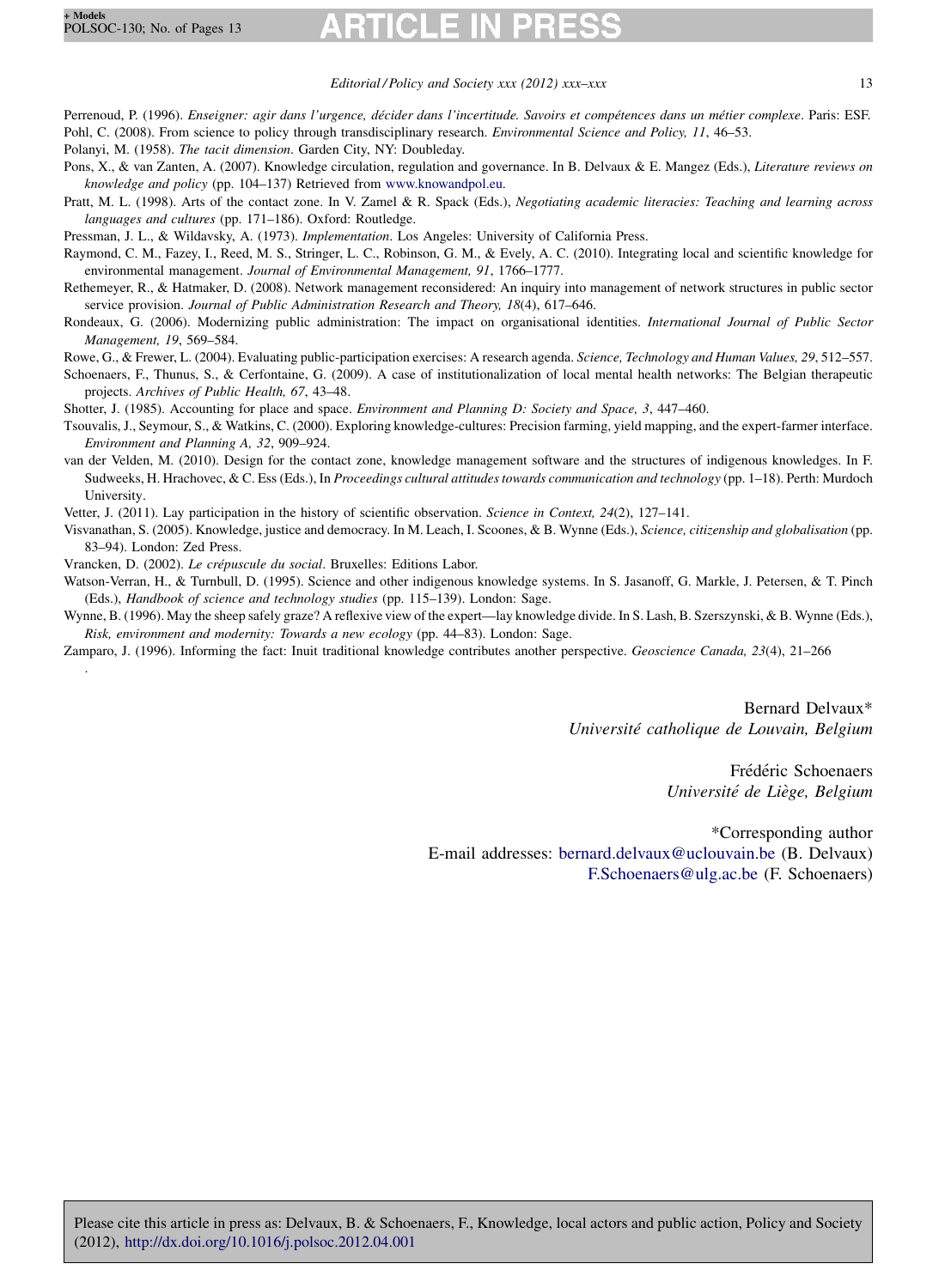Perrenoud, P. (1996). *Enseigner: agir dans l'urgence, décider dans l'incertitude. Savoirs et compétences dans un métier complexe*. Paris: ESF.

Pohl, C. (2008). From science to policy through transdisciplinary research. *Environmental Science and Policy, 11*, 46–53.

Polanyi, M. (1958). *The tacit dimension*. Garden City, NY: Doubleday.

Pons, X., & van Zanten, A. (2007). Knowledge circulation, regulation and governance. In B. Delvaux & E. Mangez (Eds.), *Literature reviews on knowledge and policy* (pp. 104–137) Retrieved from www.knowandpol.eu.

Pratt, M. L. (1998). Arts of the contact zone. In V. Zamel & R. Spack (Eds.), *Negotiating academic literacies: Teaching and learning across languages and cultures* (pp. 171–186). Oxford: Routledge.

Pressman, J. L., & Wildavsky, A. (1973). *Implementation*. Los Angeles: University of California Press.

Raymond, C. M., Fazey, I., Reed, M. S., Stringer, L. C., Robinson, G. M., & Evely, A. C. (2010). Integrating local and scientific knowledge for environmental management. *Journal of Environmental Management, 91*, 1766–1777.

Rethemeyer, R., & Hatmaker, D. (2008). Network management reconsidered: An inquiry into management of network structures in public sector service provision. *Journal of Public Administration Research and Theory, 18*(4), 617–646.

Rondeaux, G. (2006). Modernizing public administration: The impact on organisational identities. *International Journal of Public Sector Management, 19*, 569–584.

Rowe, G., & Frewer, L. (2004). Evaluating public-participation exercises: A research agenda. *Science, Technology and Human Values, 29*, 512–557.

Schoenaers, F., Thunus, S., & Cerfontaine, G. (2009). A case of institutionalization of local mental health networks: The Belgian therapeutic projects. *Archives of Public Health, 67*, 43–48.

Shotter, J. (1985). Accounting for place and space. *Environment and Planning D: Society and Space, 3*, 447–460.

Tsouvalis, J., Seymour, S., & Watkins, C. (2000). Exploring knowledge-cultures: Precision farming, yield mapping, and the expert-farmer interface. *Environment and Planning A, 32*, 909–924.

van der Velden, M. (2010). Design for the contact zone, knowledge management software and the structures of indigenous knowledges. In F. Sudweeks, H. Hrachovec, & C. Ess (Eds.), In *Proceedings cultural attitudes towards communication and technology* (pp. 1–18). Perth: Murdoch University.

Vetter, J. (2011). Lay participation in the history of scientific observation. *Science in Context, 24*(2), 127–141.

Visvanathan, S. (2005). Knowledge, justice and democracy. In M. Leach, I. Scoones, & B. Wynne (Eds.), *Science, citizenship and globalisation* (pp. 83–94). London: Zed Press.

Vrancken, D. (2002). *Le crépuscule du social*. Bruxelles: Editions Labor.

Watson-Verran, H., & Turnbull, D. (1995). Science and other indigenous knowledge systems. In S. Jasanoff, G. Markle, J. Petersen, & T. Pinch (Eds.), *Handbook of science and technology studies* (pp. 115–139). London: Sage.

Wynne, B. (1996). May the sheep safely graze? A reflexive view of the expert—lay knowledge divide. In S. Lash, B. Szerszynski, & B. Wynne (Eds.), *Risk, environment and modernity: Towards a new ecology* (pp. 44–83). London: Sage.

Zamparo, J. (1996). Informing the fact: Inuit traditional knowledge contributes another perspective. *Geoscience Canada, 23*(4), 21–266
.

Bernard Delvaux*
*Université catholique de Louvain, Belgium*

Frédéric Schoenaers
*Université de Liège, Belgium*

*Corresponding author
E-mail addresses: bernard.delvaux@uclouvain.be (B. Delvaux)
F.Schoenaers@ulg.ac.be (F. Schoenaers)

Please cite this article in press as: Delvaux, B. & Schoenaers, F., Knowledge, local actors and public action, Policy and Society (2012), http://dx.doi.org/10.1016/j.polsoc.2012.04.001